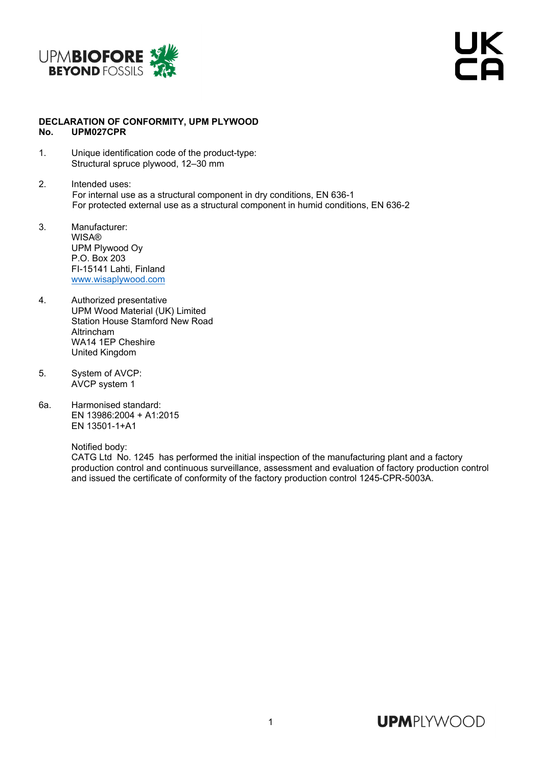**DECLARATION OF CONFORMITY, UPM PLYWOOD**
**No. UPM027CPR**

1. Unique identification code of the product-type:
   Structural spruce plywood, 12–30 mm

2. Intended uses:
   For internal use as a structural component in dry conditions, EN 636-1
   For protected external use as a structural component in humid conditions, EN 636-2

3. Manufacturer:
   WISA®
   UPM Plywood Oy
   P.O. Box 203
   FI-15141 Lahti, Finland
   www.wisaplywood.com

4. Authorized presentative
   UPM Wood Material (UK) Limited
   Station House Stamford New Road
   Altrincham
   WA14 1EP Cheshire
   United Kingdom

5. System of AVCP:
   AVCP system 1

6a. Harmonised standard:
   EN 13986:2004 + A1:2015
   EN 13501-1+A1

   Notified body:
   CATG Ltd No. 1245 has performed the initial inspection of the manufacturing plant and a factory production control and continuous surveillance, assessment and evaluation of factory production control and issued the certificate of conformity of the factory production control 1245-CPR-5003A.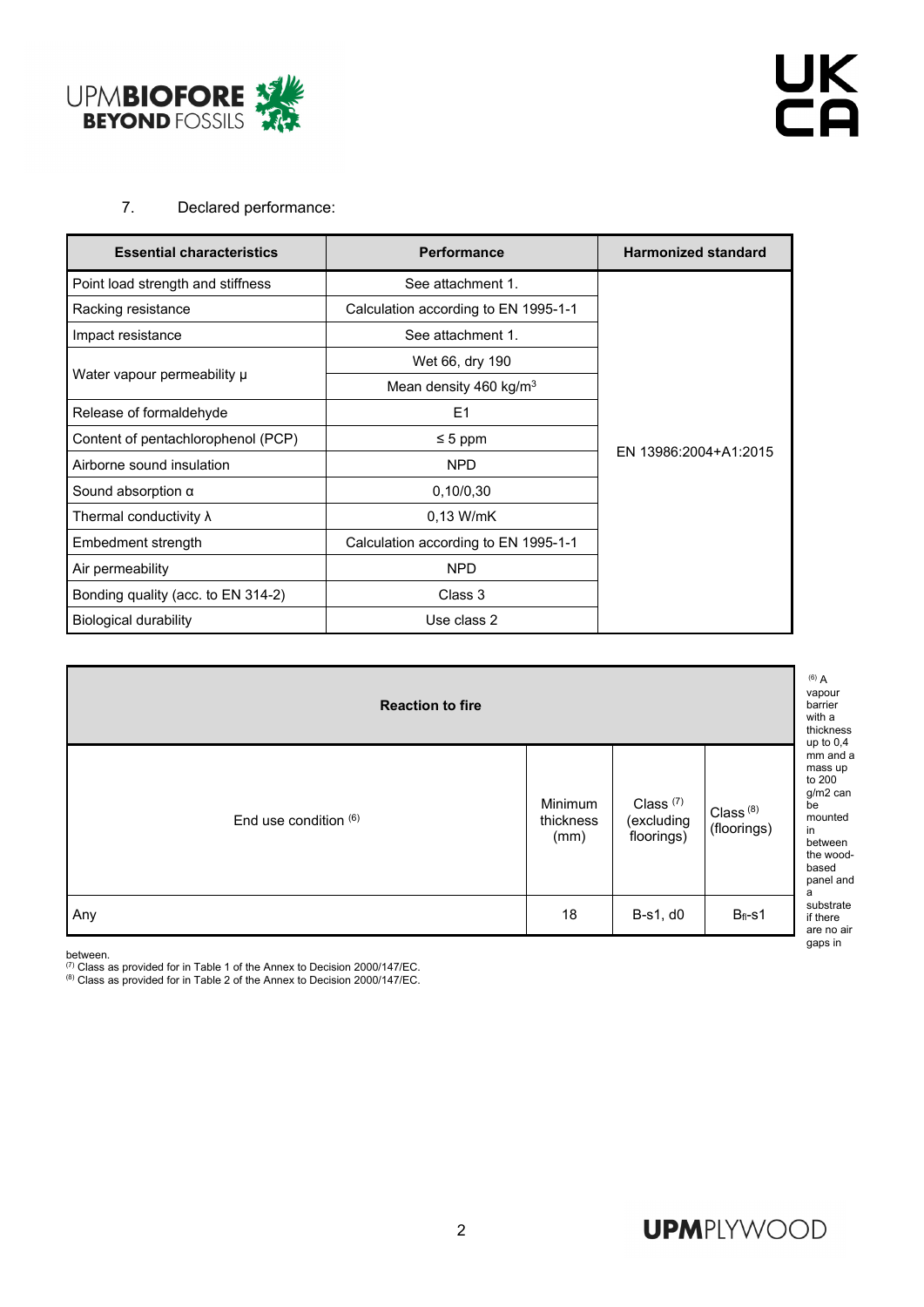7. Declared performance:

| Essential characteristics | Performance | Harmonized standard |
|---|---|---|
| Point load strength and stiffness | See attachment 1. | EN 13986:2004+A1:2015 |
| Racking resistance | Calculation according to EN 1995-1-1 | |
| Impact resistance | See attachment 1. | |
| Water vapour permeability μ | Wet 66, dry 190 | |
| | Mean density 460 kg/m$^3$ | |
| Release of formaldehyde | E1 | |
| Content of pentachlorophenol (PCP) | ≤ 5 ppm | |
| Airborne sound insulation | NPD | |
| Sound absorption α | 0,10/0,30 | |
| Thermal conductivity λ | 0,13 W/mK | |
| Embedment strength | Calculation according to EN 1995-1-1 | |
| Air permeability | NPD | |
| Bonding quality (acc. to EN 314-2) | Class 3 | |
| Biological durability | Use class 2 | |

| Reaction to fire | | | |
|---|---|---|---|
| End use condition [6] | Minimum thickness (mm) | Class [7] (excluding floorings) | Class [8] (floorings) |
| Any | 18 | B-s1, d0 | $B_{fl}$-s1 |

[6] A vapour barrier with a thickness up to 0,4 mm and a mass up to 200 g/m2 can be mounted in between the wood-based panel and a substrate if there are no air gaps in between.

[7] Class as provided for in Table 1 of the Annex to Decision 2000/147/EC.

[8] Class as provided for in Table 2 of the Annex to Decision 2000/147/EC.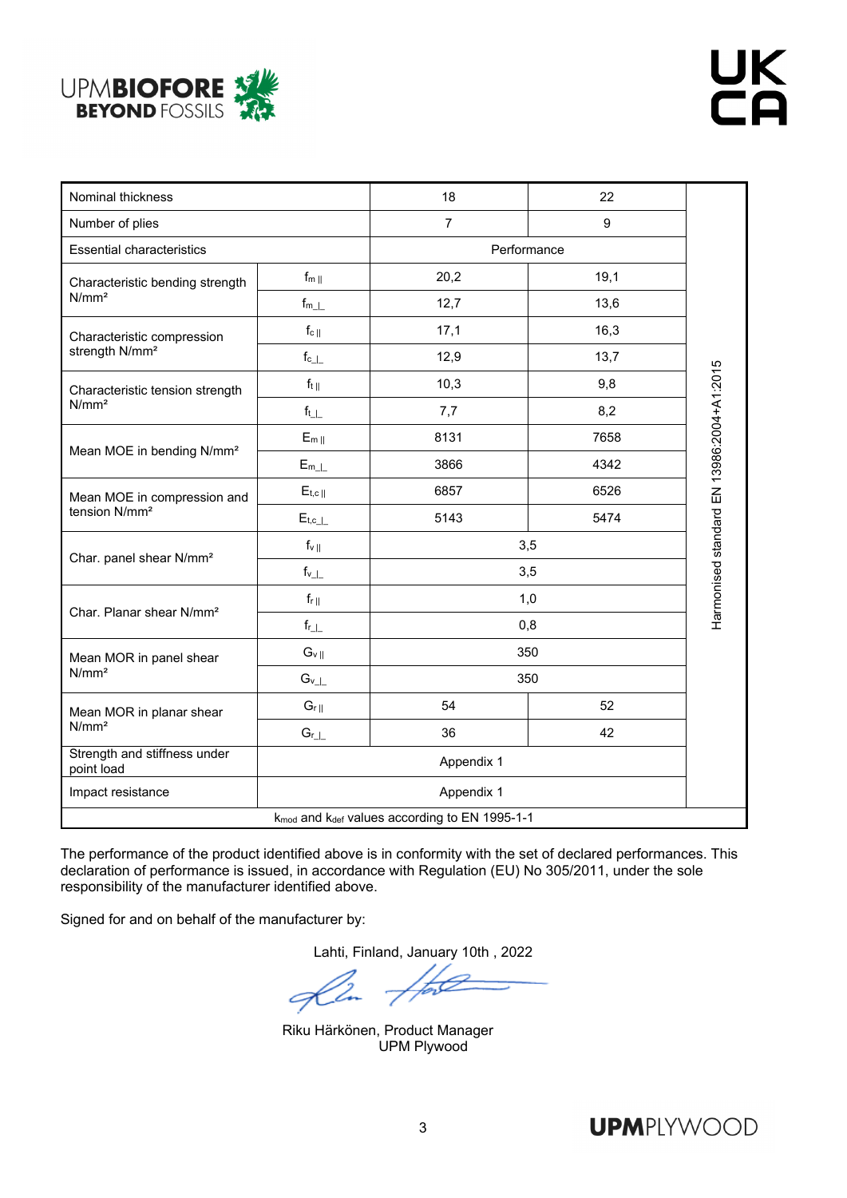| Nominal thickness | | 18 | 22 | Harmonised standard EN 13986:2004+A1:2015 |
|---|---|---|---|---|
| Number of plies | | 7 | 9 | |
| Essential characteristics | | Performance | | |
| Characteristic bending strength N/mm² | $f_{m\parallel}$ | 20,2 | 19,1 | |
| | $f_{m\perp}$ | 12,7 | 13,6 | |
| Characteristic compression strength N/mm² | $f_{c\parallel}$ | 17,1 | 16,3 | |
| | $f_{c\perp}$ | 12,9 | 13,7 | |
| Characteristic tension strength N/mm² | $f_{t\parallel}$ | 10,3 | 9,8 | |
| | $f_{t\perp}$ | 7,7 | 8,2 | |
| Mean MOE in bending N/mm² | $E_{m\parallel}$ | 8131 | 7658 | |
| | $E_{m\perp}$ | 3866 | 4342 | |
| Mean MOE in compression and tension N/mm² | $E_{t,c\parallel}$ | 6857 | 6526 | |
| | $E_{t,c\perp}$ | 5143 | 5474 | |
| Char. panel shear N/mm² | $f_{v\parallel}$ | 3,5 | | |
| | $f_{v\perp}$ | 3,5 | | |
| Char. Planar shear N/mm² | $f_{r\parallel}$ | 1,0 | | |
| | $f_{r\perp}$ | 0,8 | | |
| Mean MOR in panel shear N/mm² | $G_{v\parallel}$ | 350 | | |
| | $G_{v\perp}$ | 350 | | |
| Mean MOR in planar shear N/mm² | $G_{r\parallel}$ | 54 | 52 | |
| | $G_{r\perp}$ | 36 | 42 | |
| Strength and stiffness under point load | Appendix 1 | | | |
| Impact resistance | Appendix 1 | | | |
| $k_{mod}$ and $k_{def}$ values according to EN 1995-1-1 | | | | |

The performance of the product identified above is in conformity with the set of declared performances. This declaration of performance is issued, in accordance with Regulation (EU) No 305/2011, under the sole responsibility of the manufacturer identified above.

Signed for and on behalf of the manufacturer by:

Lahti, Finland, January 10th , 2022

Riku Härkönen, Product Manager
UPM Plywood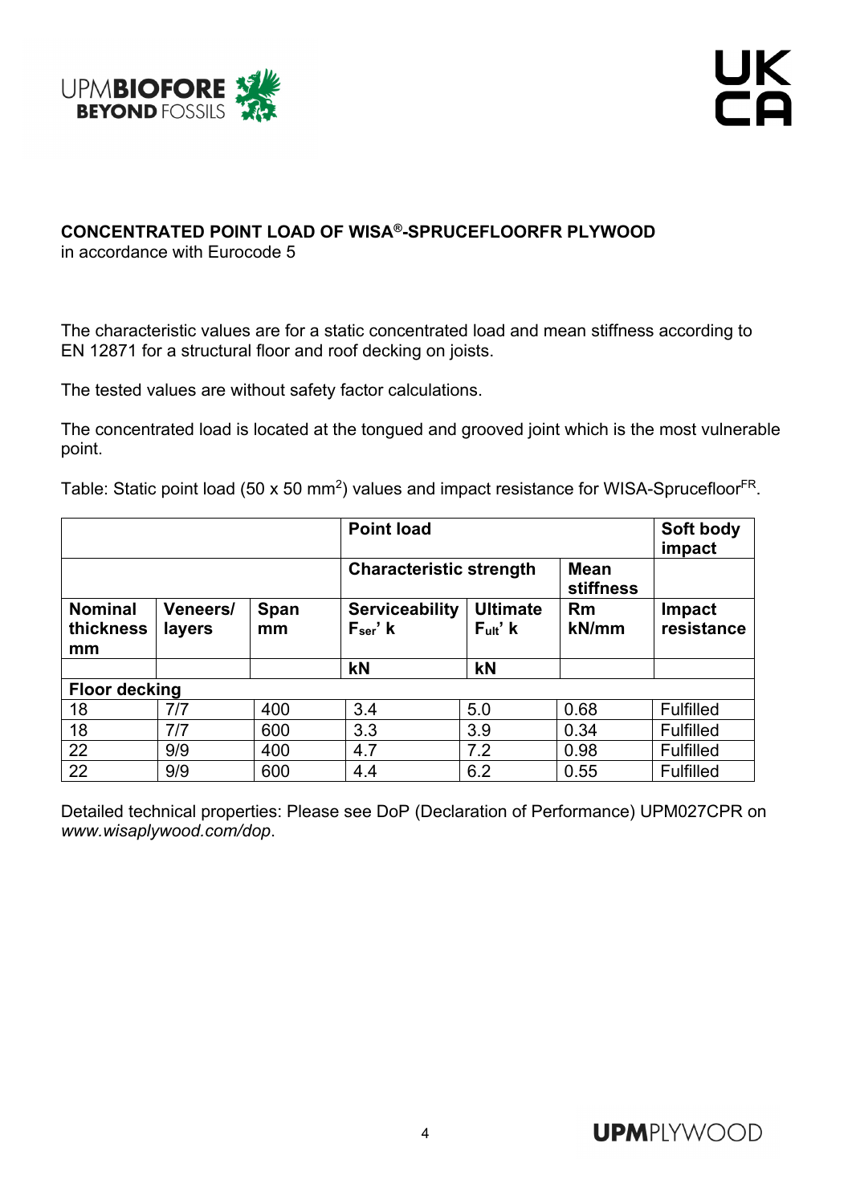## CONCENTRATED POINT LOAD OF WISA®-SPRUCEFLOORFR PLYWOOD

in accordance with Eurocode 5

The characteristic values are for a static concentrated load and mean stiffness according to EN 12871 for a structural floor and roof decking on joists.

The tested values are without safety factor calculations.

The concentrated load is located at the tongued and grooved joint which is the most vulnerable point.

Table: Static point load (50 x 50 mm$^2$) values and impact resistance for WISA-Sprucefloor$^{FR}$.

| | | | Point load | | | Soft body impact |
|---|---|---|---|---|---|---|
| | | | Characteristic strength | | Mean stiffness | |
| Nominal thickness mm | Veneers/ layers | Span mm | Serviceability $F_{ser}$' k | Ultimate $F_{ult}$' k | Rm kN/mm | Impact resistance |
| | | | kN | kN | | |
| **Floor decking** | | | | | | |
| 18 | 7/7 | 400 | 3.4 | 5.0 | 0.68 | Fulfilled |
| 18 | 7/7 | 600 | 3.3 | 3.9 | 0.34 | Fulfilled |
| 22 | 9/9 | 400 | 4.7 | 7.2 | 0.98 | Fulfilled |
| 22 | 9/9 | 600 | 4.4 | 6.2 | 0.55 | Fulfilled |

Detailed technical properties: Please see DoP (Declaration of Performance) UPM027CPR on *www.wisaplywood.com/dop*.